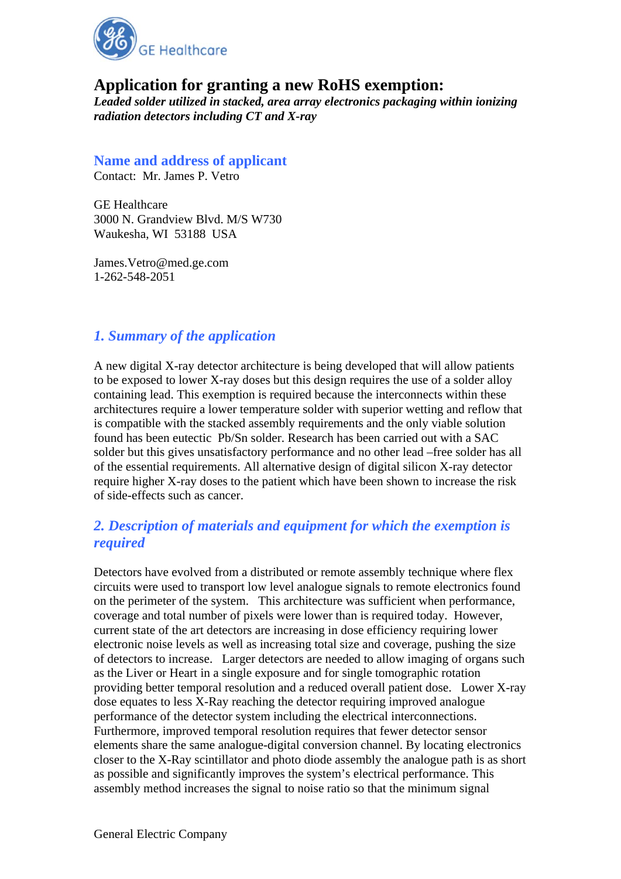GE Healthcare

# Application for granting a new RoHS exemption:

***Leaded solder utilized in stacked, area array electronics packaging within ionizing radiation detectors including CT and X-ray***

## Name and address of applicant

Contact: Mr. James P. Vetro

GE Healthcare
3000 N. Grandview Blvd. M/S W730
Waukesha, WI 53188 USA

James.Vetro@med.ge.com
1-262-548-2051

## *1. Summary of the application*

A new digital X-ray detector architecture is being developed that will allow patients to be exposed to lower X-ray doses but this design requires the use of a solder alloy containing lead. This exemption is required because the interconnects within these architectures require a lower temperature solder with superior wetting and reflow that is compatible with the stacked assembly requirements and the only viable solution found has been eutectic Pb/Sn solder. Research has been carried out with a SAC solder but this gives unsatisfactory performance and no other lead –free solder has all of the essential requirements. All alternative design of digital silicon X-ray detector require higher X-ray doses to the patient which have been shown to increase the risk of side-effects such as cancer.

## *2. Description of materials and equipment for which the exemption is required*

Detectors have evolved from a distributed or remote assembly technique where flex circuits were used to transport low level analogue signals to remote electronics found on the perimeter of the system. This architecture was sufficient when performance, coverage and total number of pixels were lower than is required today. However, current state of the art detectors are increasing in dose efficiency requiring lower electronic noise levels as well as increasing total size and coverage, pushing the size of detectors to increase. Larger detectors are needed to allow imaging of organs such as the Liver or Heart in a single exposure and for single tomographic rotation providing better temporal resolution and a reduced overall patient dose. Lower X-ray dose equates to less X-Ray reaching the detector requiring improved analogue performance of the detector system including the electrical interconnections. Furthermore, improved temporal resolution requires that fewer detector sensor elements share the same analogue-digital conversion channel. By locating electronics closer to the X-Ray scintillator and photo diode assembly the analogue path is as short as possible and significantly improves the system's electrical performance. This assembly method increases the signal to noise ratio so that the minimum signal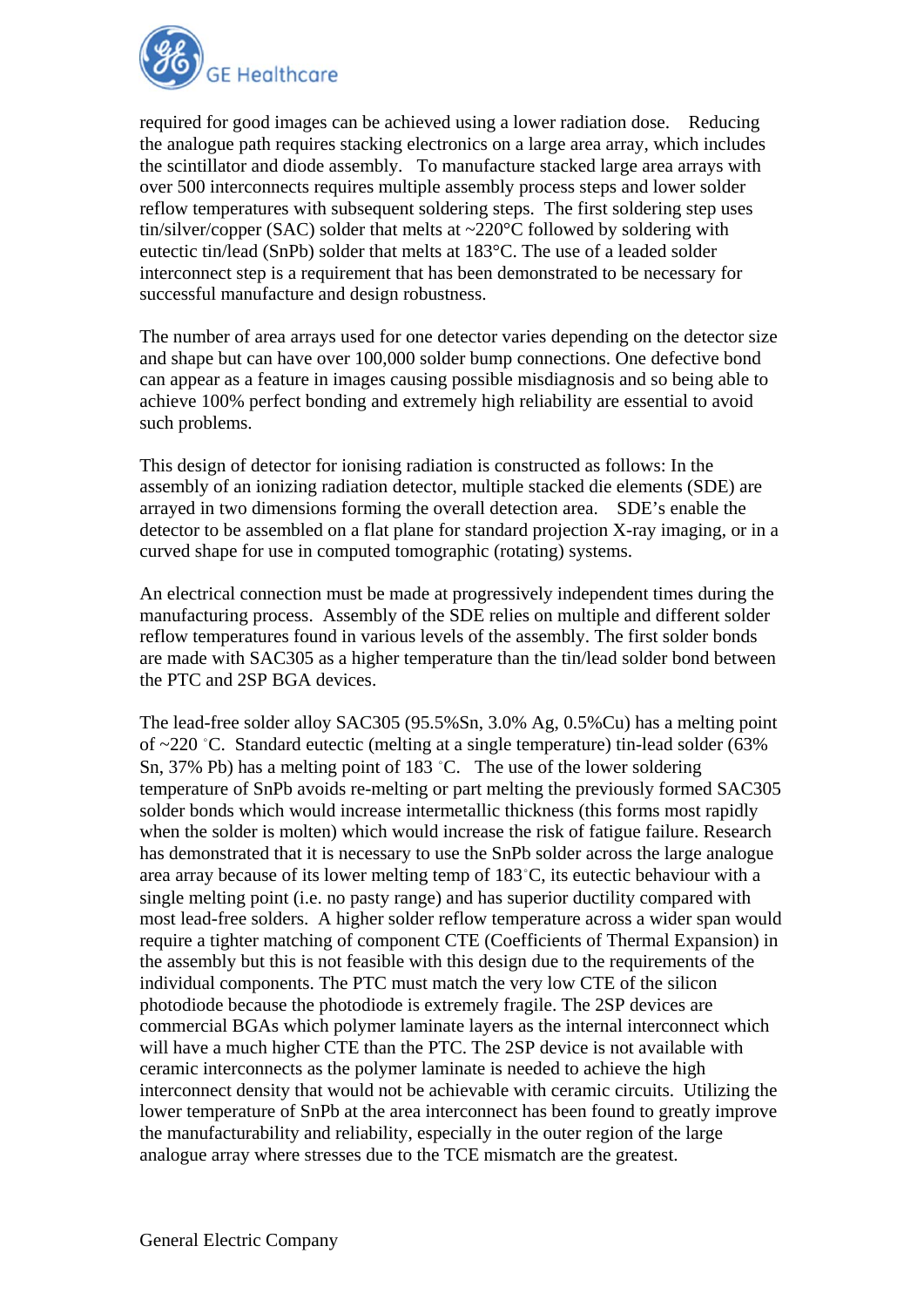required for good images can be achieved using a lower radiation dose. Reducing the analogue path requires stacking electronics on a large area array, which includes the scintillator and diode assembly. To manufacture stacked large area arrays with over 500 interconnects requires multiple assembly process steps and lower solder reflow temperatures with subsequent soldering steps. The first soldering step uses tin/silver/copper (SAC) solder that melts at ~220°C followed by soldering with eutectic tin/lead (SnPb) solder that melts at 183°C. The use of a leaded solder interconnect step is a requirement that has been demonstrated to be necessary for successful manufacture and design robustness.

The number of area arrays used for one detector varies depending on the detector size and shape but can have over 100,000 solder bump connections. One defective bond can appear as a feature in images causing possible misdiagnosis and so being able to achieve 100% perfect bonding and extremely high reliability are essential to avoid such problems.

This design of detector for ionising radiation is constructed as follows: In the assembly of an ionizing radiation detector, multiple stacked die elements (SDE) are arrayed in two dimensions forming the overall detection area. SDE's enable the detector to be assembled on a flat plane for standard projection X-ray imaging, or in a curved shape for use in computed tomographic (rotating) systems.

An electrical connection must be made at progressively independent times during the manufacturing process. Assembly of the SDE relies on multiple and different solder reflow temperatures found in various levels of the assembly. The first solder bonds are made with SAC305 as a higher temperature than the tin/lead solder bond between the PTC and 2SP BGA devices.

The lead-free solder alloy SAC305 (95.5%Sn, 3.0% Ag, 0.5%Cu) has a melting point of ~220 ˚C. Standard eutectic (melting at a single temperature) tin-lead solder (63% Sn, 37% Pb) has a melting point of 183 ˚C. The use of the lower soldering temperature of SnPb avoids re-melting or part melting the previously formed SAC305 solder bonds which would increase intermetallic thickness (this forms most rapidly when the solder is molten) which would increase the risk of fatigue failure. Research has demonstrated that it is necessary to use the SnPb solder across the large analogue area array because of its lower melting temp of 183˚C, its eutectic behaviour with a single melting point (i.e. no pasty range) and has superior ductility compared with most lead-free solders. A higher solder reflow temperature across a wider span would require a tighter matching of component CTE (Coefficients of Thermal Expansion) in the assembly but this is not feasible with this design due to the requirements of the individual components. The PTC must match the very low CTE of the silicon photodiode because the photodiode is extremely fragile. The 2SP devices are commercial BGAs which polymer laminate layers as the internal interconnect which will have a much higher CTE than the PTC. The 2SP device is not available with ceramic interconnects as the polymer laminate is needed to achieve the high interconnect density that would not be achievable with ceramic circuits. Utilizing the lower temperature of SnPb at the area interconnect has been found to greatly improve the manufacturability and reliability, especially in the outer region of the large analogue array where stresses due to the TCE mismatch are the greatest.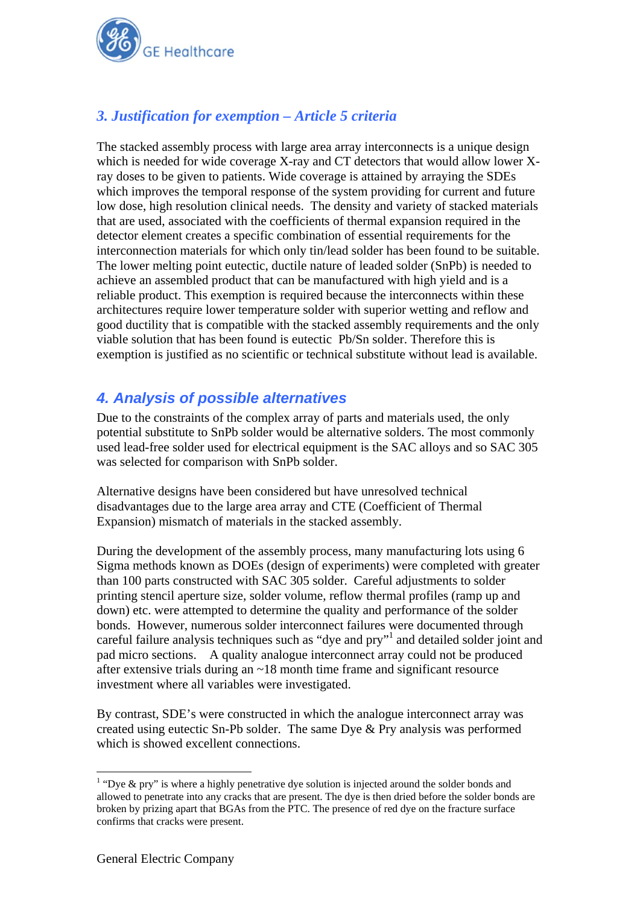## 3. Justification for exemption – Article 5 criteria

The stacked assembly process with large area array interconnects is a unique design which is needed for wide coverage X-ray and CT detectors that would allow lower X-ray doses to be given to patients. Wide coverage is attained by arraying the SDEs which improves the temporal response of the system providing for current and future low dose, high resolution clinical needs. The density and variety of stacked materials that are used, associated with the coefficients of thermal expansion required in the detector element creates a specific combination of essential requirements for the interconnection materials for which only tin/lead solder has been found to be suitable. The lower melting point eutectic, ductile nature of leaded solder (SnPb) is needed to achieve an assembled product that can be manufactured with high yield and is a reliable product. This exemption is required because the interconnects within these architectures require lower temperature solder with superior wetting and reflow and good ductility that is compatible with the stacked assembly requirements and the only viable solution that has been found is eutectic Pb/Sn solder. Therefore this is exemption is justified as no scientific or technical substitute without lead is available.

## 4. Analysis of possible alternatives

Due to the constraints of the complex array of parts and materials used, the only potential substitute to SnPb solder would be alternative solders. The most commonly used lead-free solder used for electrical equipment is the SAC alloys and so SAC 305 was selected for comparison with SnPb solder.

Alternative designs have been considered but have unresolved technical disadvantages due to the large area array and CTE (Coefficient of Thermal Expansion) mismatch of materials in the stacked assembly.

During the development of the assembly process, many manufacturing lots using 6 Sigma methods known as DOEs (design of experiments) were completed with greater than 100 parts constructed with SAC 305 solder. Careful adjustments to solder printing stencil aperture size, solder volume, reflow thermal profiles (ramp up and down) etc. were attempted to determine the quality and performance of the solder bonds. However, numerous solder interconnect failures were documented through careful failure analysis techniques such as "dye and pry"[1] and detailed solder joint and pad micro sections. A quality analogue interconnect array could not be produced after extensive trials during an ~18 month time frame and significant resource investment where all variables were investigated.

By contrast, SDE's were constructed in which the analogue interconnect array was created using eutectic Sn-Pb solder. The same Dye & Pry analysis was performed which is showed excellent connections.

[1] "Dye & pry" is where a highly penetrative dye solution is injected around the solder bonds and allowed to penetrate into any cracks that are present. The dye is then dried before the solder bonds are broken by prizing apart that BGAs from the PTC. The presence of red dye on the fracture surface confirms that cracks were present.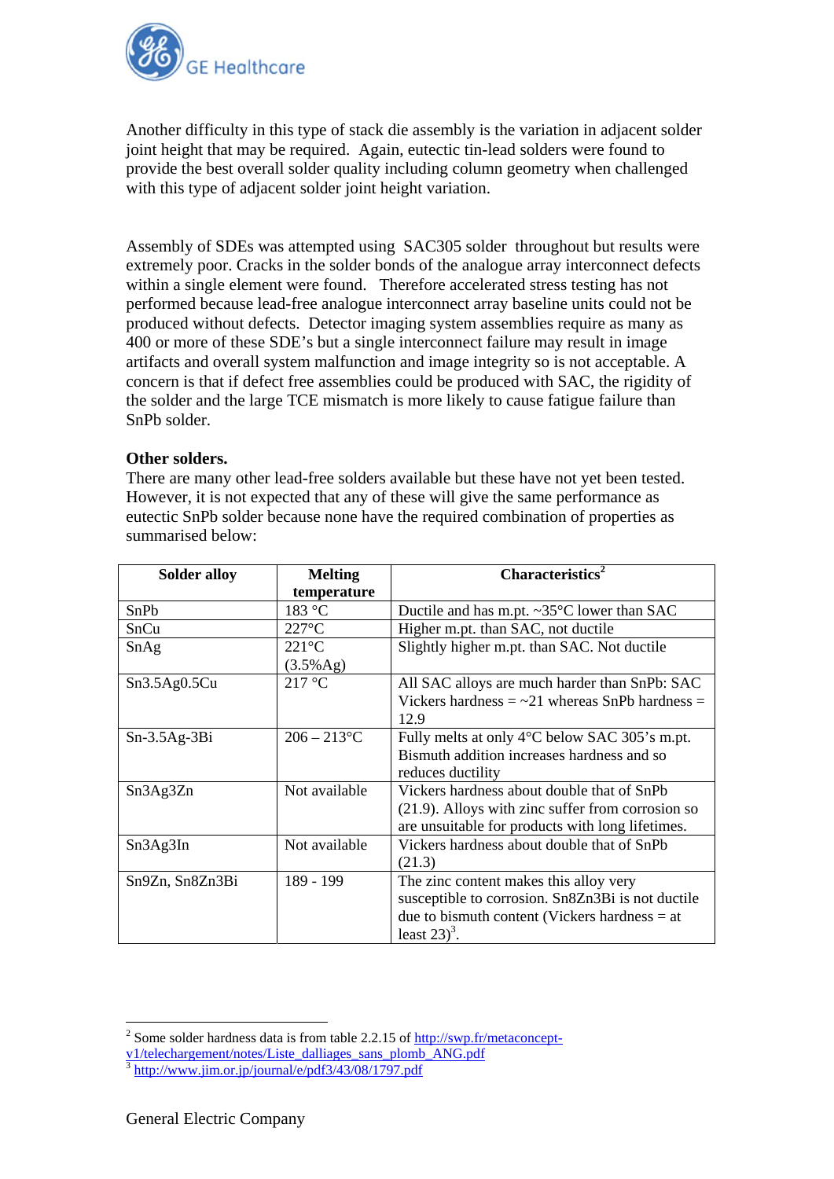Another difficulty in this type of stack die assembly is the variation in adjacent solder joint height that may be required. Again, eutectic tin-lead solders were found to provide the best overall solder quality including column geometry when challenged with this type of adjacent solder joint height variation.

Assembly of SDEs was attempted using SAC305 solder throughout but results were extremely poor. Cracks in the solder bonds of the analogue array interconnect defects within a single element were found. Therefore accelerated stress testing has not performed because lead-free analogue interconnect array baseline units could not be produced without defects. Detector imaging system assemblies require as many as 400 or more of these SDE's but a single interconnect failure may result in image artifacts and overall system malfunction and image integrity so is not acceptable. A concern is that if defect free assemblies could be produced with SAC, the rigidity of the solder and the large TCE mismatch is more likely to cause fatigue failure than SnPb solder.

**Other solders.**

There are many other lead-free solders available but these have not yet been tested. However, it is not expected that any of these will give the same performance as eutectic SnPb solder because none have the required combination of properties as summarised below:

| Solder alloy | Melting temperature | Characteristics[2] |
|---|---|---|
| SnPb | 183 °C | Ductile and has m.pt. ~35°C lower than SAC |
| SnCu | 227°C | Higher m.pt. than SAC, not ductile |
| SnAg | 221°C (3.5%Ag) | Slightly higher m.pt. than SAC. Not ductile |
| Sn3.5Ag0.5Cu | 217 °C | All SAC alloys are much harder than SnPb: SAC Vickers hardness = ~21 whereas SnPb hardness = 12.9 |
| Sn-3.5Ag-3Bi | 206 – 213°C | Fully melts at only 4°C below SAC 305's m.pt. Bismuth addition increases hardness and so reduces ductility |
| Sn3Ag3Zn | Not available | Vickers hardness about double that of SnPb (21.9). Alloys with zinc suffer from corrosion so are unsuitable for products with long lifetimes. |
| Sn3Ag3In | Not available | Vickers hardness about double that of SnPb (21.3) |
| Sn9Zn, Sn8Zn3Bi | 189 - 199 | The zinc content makes this alloy very susceptible to corrosion. Sn8Zn3Bi is not ductile due to bismuth content (Vickers hardness = at least 23)[3]. |

[2] Some solder hardness data is from table 2.2.15 of http://swp.fr/metaconcept-v1/telechargement/notes/Liste_dalliages_sans_plomb_ANG.pdf

[3] http://www.jim.or.jp/journal/e/pdf3/43/08/1797.pdf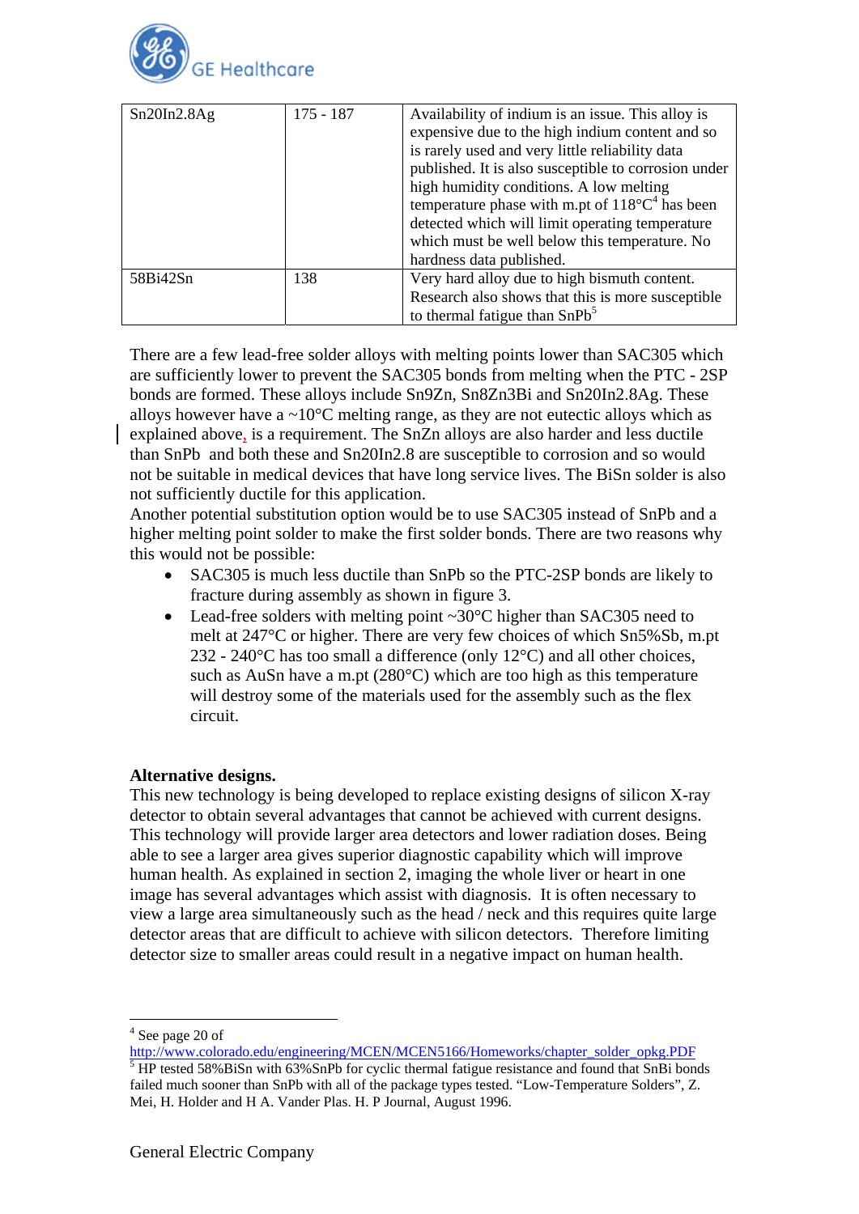| Sn20In2.8Ag | 175 - 187 | Availability of indium is an issue. This alloy is expensive due to the high indium content and so is rarely used and very little reliability data published. It is also susceptible to corrosion under high humidity conditions. A low melting temperature phase with m.pt of 118°C[4] has been detected which will limit operating temperature which must be well below this temperature. No hardness data published. |
|---|---|---|
| 58Bi42Sn | 138 | Very hard alloy due to high bismuth content. Research also shows that this is more susceptible to thermal fatigue than SnPb[5] |

There are a few lead-free solder alloys with melting points lower than SAC305 which are sufficiently lower to prevent the SAC305 bonds from melting when the PTC - 2SP bonds are formed. These alloys include Sn9Zn, Sn8Zn3Bi and Sn20In2.8Ag. These alloys however have a ~10°C melting range, as they are not eutectic alloys which as explained above, is a requirement. The SnZn alloys are also harder and less ductile than SnPb and both these and Sn20In2.8 are susceptible to corrosion and so would not be suitable in medical devices that have long service lives. The BiSn solder is also not sufficiently ductile for this application.

Another potential substitution option would be to use SAC305 instead of SnPb and a higher melting point solder to make the first solder bonds. There are two reasons why this would not be possible:

- SAC305 is much less ductile than SnPb so the PTC-2SP bonds are likely to fracture during assembly as shown in figure 3.
- Lead-free solders with melting point ~30°C higher than SAC305 need to melt at 247°C or higher. There are very few choices of which Sn5%Sb, m.pt 232 - 240°C has too small a difference (only 12°C) and all other choices, such as AuSn have a m.pt (280°C) which are too high as this temperature will destroy some of the materials used for the assembly such as the flex circuit.

**Alternative designs.**

This new technology is being developed to replace existing designs of silicon X-ray detector to obtain several advantages that cannot be achieved with current designs. This technology will provide larger area detectors and lower radiation doses. Being able to see a larger area gives superior diagnostic capability which will improve human health. As explained in section 2, imaging the whole liver or heart in one image has several advantages which assist with diagnosis. It is often necessary to view a large area simultaneously such as the head / neck and this requires quite large detector areas that are difficult to achieve with silicon detectors. Therefore limiting detector size to smaller areas could result in a negative impact on human health.

[4] See page 20 of http://www.colorado.edu/engineering/MCEN/MCEN5166/Homeworks/chapter_solder_opkg.PDF

[5] HP tested 58%BiSn with 63%SnPb for cyclic thermal fatigue resistance and found that SnBi bonds failed much sooner than SnPb with all of the package types tested. "Low-Temperature Solders", Z. Mei, H. Holder and H A. Vander Plas. H. P Journal, August 1996.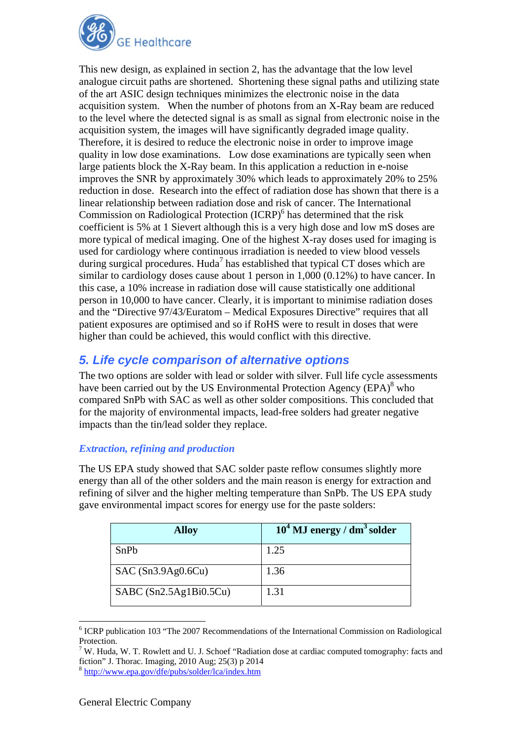This new design, as explained in section 2, has the advantage that the low level analogue circuit paths are shortened. Shortening these signal paths and utilizing state of the art ASIC design techniques minimizes the electronic noise in the data acquisition system. When the number of photons from an X-Ray beam are reduced to the level where the detected signal is as small as signal from electronic noise in the acquisition system, the images will have significantly degraded image quality. Therefore, it is desired to reduce the electronic noise in order to improve image quality in low dose examinations. Low dose examinations are typically seen when large patients block the X-Ray beam. In this application a reduction in e-noise improves the SNR by approximately 30% which leads to approximately 20% to 25% reduction in dose. Research into the effect of radiation dose has shown that there is a linear relationship between radiation dose and risk of cancer. The International Commission on Radiological Protection (ICRP)[6] has determined that the risk coefficient is 5% at 1 Sievert although this is a very high dose and low mS doses are more typical of medical imaging. One of the highest X-ray doses used for imaging is used for cardiology where continuous irradiation is needed to view blood vessels during surgical procedures. Huda[7] has established that typical CT doses which are similar to cardiology doses cause about 1 person in 1,000 (0.12%) to have cancer. In this case, a 10% increase in radiation dose will cause statistically one additional person in 10,000 to have cancer. Clearly, it is important to minimise radiation doses and the "Directive 97/43/Euratom – Medical Exposures Directive" requires that all patient exposures are optimised and so if RoHS were to result in doses that were higher than could be achieved, this would conflict with this directive.

## 5. Life cycle comparison of alternative options

The two options are solder with lead or solder with silver. Full life cycle assessments have been carried out by the US Environmental Protection Agency (EPA)[8] who compared SnPb with SAC as well as other solder compositions. This concluded that for the majority of environmental impacts, lead-free solders had greater negative impacts than the tin/lead solder they replace.

### *Extraction, refining and production*

The US EPA study showed that SAC solder paste reflow consumes slightly more energy than all of the other solders and the main reason is energy for extraction and refining of silver and the higher melting temperature than SnPb. The US EPA study gave environmental impact scores for energy use for the paste solders:

| Alloy | $10^4$ MJ energy / $dm^3$ solder |
|---|---|
| SnPb | 1.25 |
| SAC (Sn3.9Ag0.6Cu) | 1.36 |
| SABC (Sn2.5Ag1Bi0.5Cu) | 1.31 |

---

[6] ICRP publication 103 "The 2007 Recommendations of the International Commission on Radiological Protection.

[7] W. Huda, W. T. Rowlett and U. J. Schoef "Radiation dose at cardiac computed tomography: facts and fiction" J. Thorac. Imaging, 2010 Aug; 25(3) p 2014

[8] http://www.epa.gov/dfe/pubs/solder/lca/index.htm

General Electric Company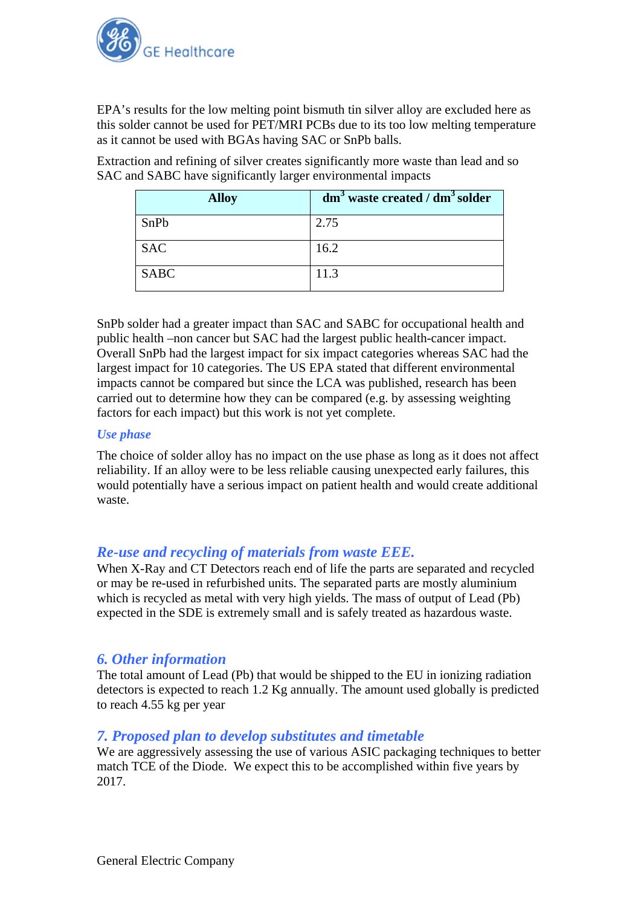EPA's results for the low melting point bismuth tin silver alloy are excluded here as this solder cannot be used for PET/MRI PCBs due to its too low melting temperature as it cannot be used with BGAs having SAC or SnPb balls.

Extraction and refining of silver creates significantly more waste than lead and so SAC and SABC have significantly larger environmental impacts

| Alloy | $dm^3$ waste created / $dm^3$ solder |
|---|---|
| SnPb | 2.75 |
| SAC | 16.2 |
| SABC | 11.3 |

SnPb solder had a greater impact than SAC and SABC for occupational health and public health –non cancer but SAC had the largest public health-cancer impact. Overall SnPb had the largest impact for six impact categories whereas SAC had the largest impact for 10 categories. The US EPA stated that different environmental impacts cannot be compared but since the LCA was published, research has been carried out to determine how they can be compared (e.g. by assessing weighting factors for each impact) but this work is not yet complete.

### *Use phase*

The choice of solder alloy has no impact on the use phase as long as it does not affect reliability. If an alloy were to be less reliable causing unexpected early failures, this would potentially have a serious impact on patient health and would create additional waste.

## *Re-use and recycling of materials from waste EEE.*

When X-Ray and CT Detectors reach end of life the parts are separated and recycled or may be re-used in refurbished units. The separated parts are mostly aluminium which is recycled as metal with very high yields. The mass of output of Lead (Pb) expected in the SDE is extremely small and is safely treated as hazardous waste.

## *6. Other information*

The total amount of Lead (Pb) that would be shipped to the EU in ionizing radiation detectors is expected to reach 1.2 Kg annually. The amount used globally is predicted to reach 4.55 kg per year

## *7. Proposed plan to develop substitutes and timetable*

We are aggressively assessing the use of various ASIC packaging techniques to better match TCE of the Diode. We expect this to be accomplished within five years by 2017.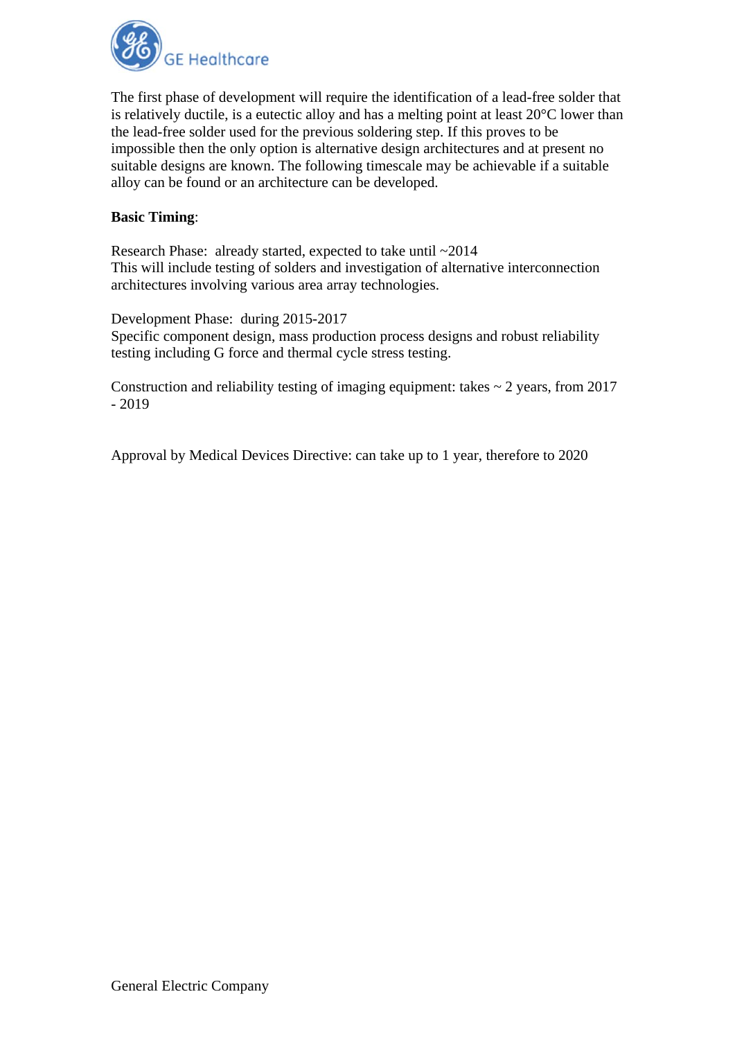The first phase of development will require the identification of a lead-free solder that is relatively ductile, is a eutectic alloy and has a melting point at least 20°C lower than the lead-free solder used for the previous soldering step. If this proves to be impossible then the only option is alternative design architectures and at present no suitable designs are known. The following timescale may be achievable if a suitable alloy can be found or an architecture can be developed.

**Basic Timing**:

Research Phase: already started, expected to take until ~2014
This will include testing of solders and investigation of alternative interconnection architectures involving various area array technologies.

Development Phase: during 2015-2017
Specific component design, mass production process designs and robust reliability testing including G force and thermal cycle stress testing.

Construction and reliability testing of imaging equipment: takes ~ 2 years, from 2017 - 2019

Approval by Medical Devices Directive: can take up to 1 year, therefore to 2020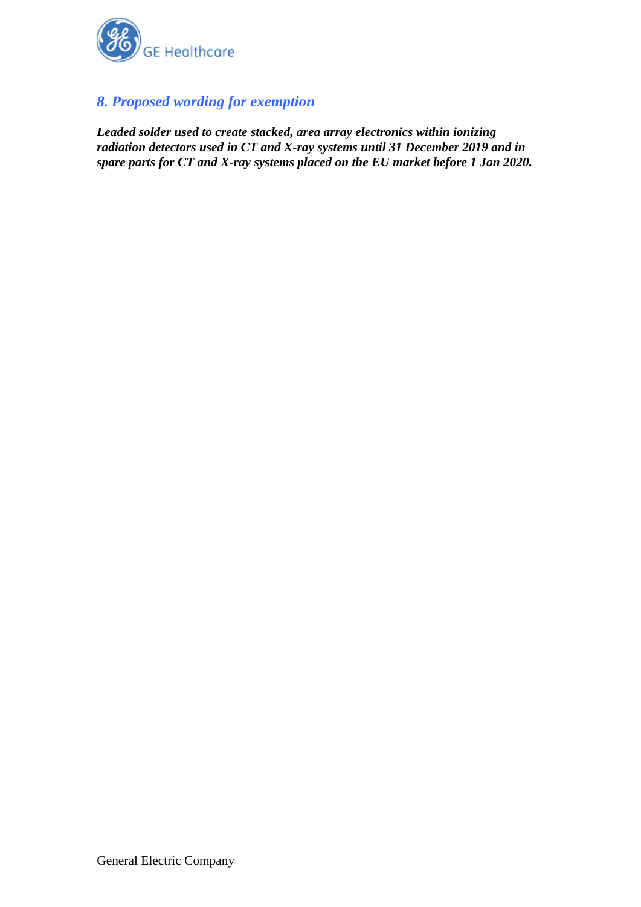## *8. Proposed wording for exemption*

***Leaded solder used to create stacked, area array electronics within ionizing radiation detectors used in CT and X-ray systems until 31 December 2019 and in spare parts for CT and X-ray systems placed on the EU market before 1 Jan 2020.***